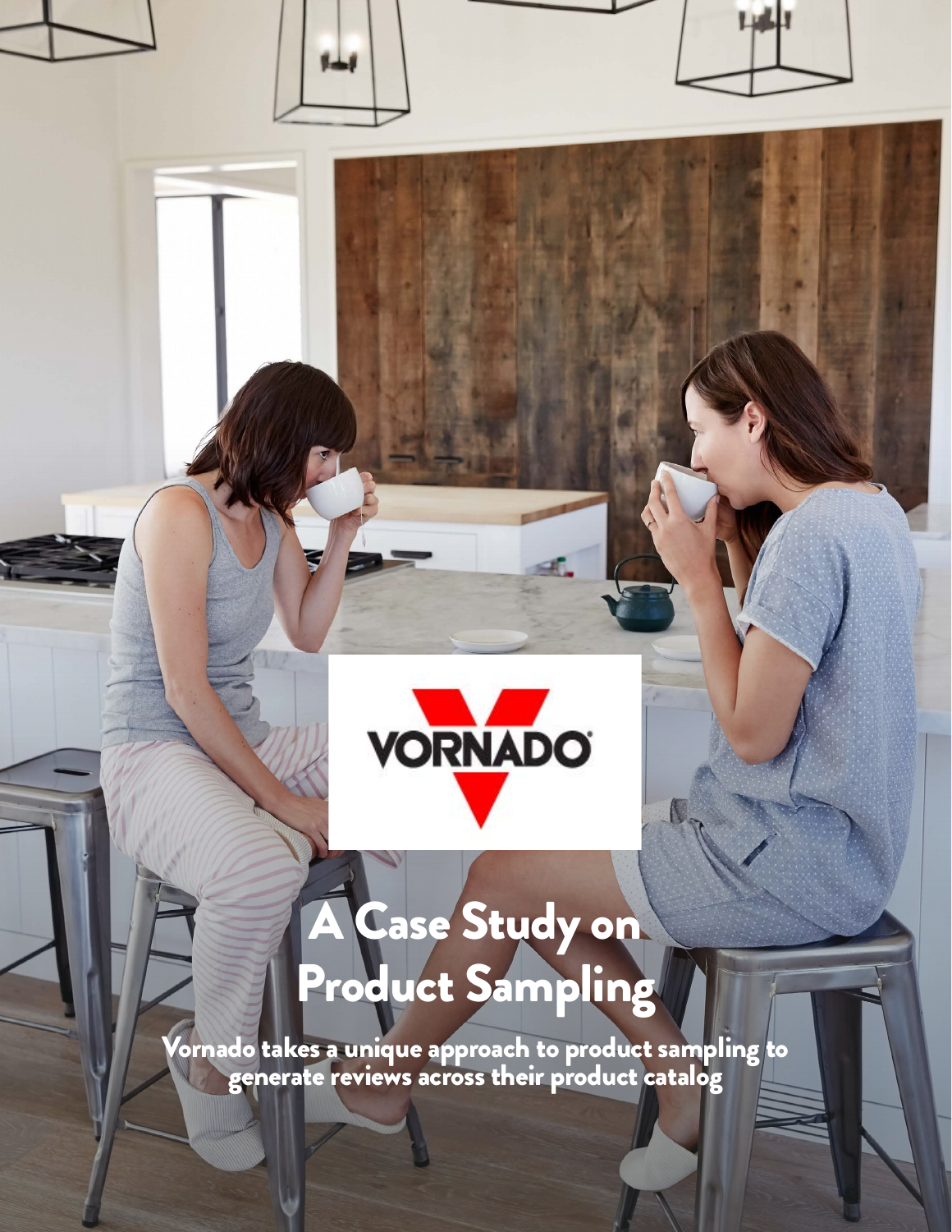VORNADO

# A Case Study on Product Sampling

Vornado takes a unique approach to product sampling to generate reviews across their product catalog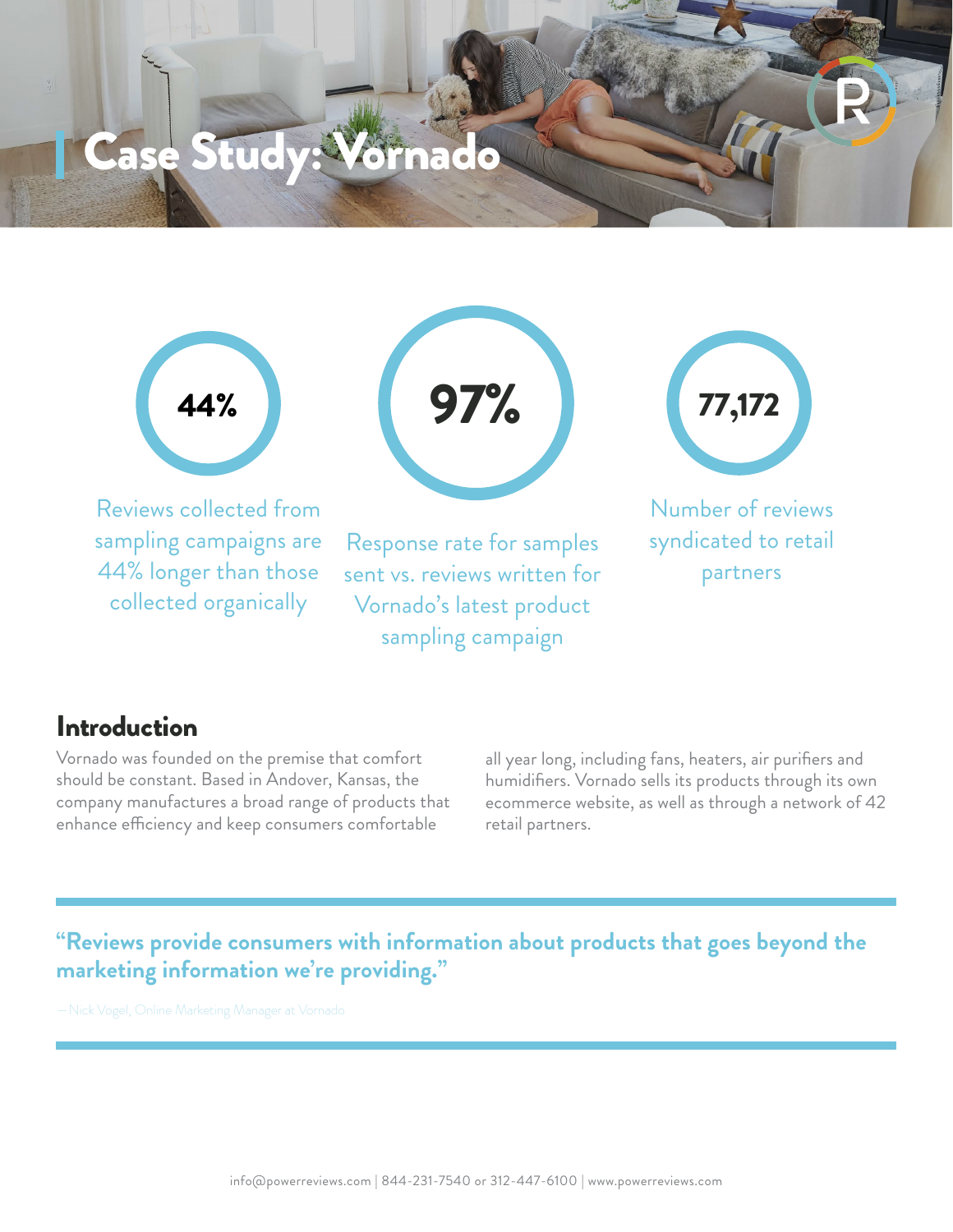# Case Study: Vornado

**44%**

Reviews collected from sampling campaigns are 44% longer than those collected organically

**97%**

Response rate for samples sent vs. reviews written for Vornado's latest product sampling campaign

**77,172**

Number of reviews syndicated to retail partners

## Introduction

Vornado was founded on the premise that comfort should be constant. Based in Andover, Kansas, the company manufactures a broad range of products that enhance efficiency and keep consumers comfortable all year long, including fans, heaters, air purifiers and humidifiers. Vornado sells its products through its own ecommerce website, as well as through a network of 42 retail partners.

**"Reviews provide consumers with information about products that goes beyond the marketing information we're providing."**

– Nick Vogel, Online Marketing Manager at Vornado

info@powerreviews.com | 844-231-7540 or 312-447-6100 | www.powerreviews.com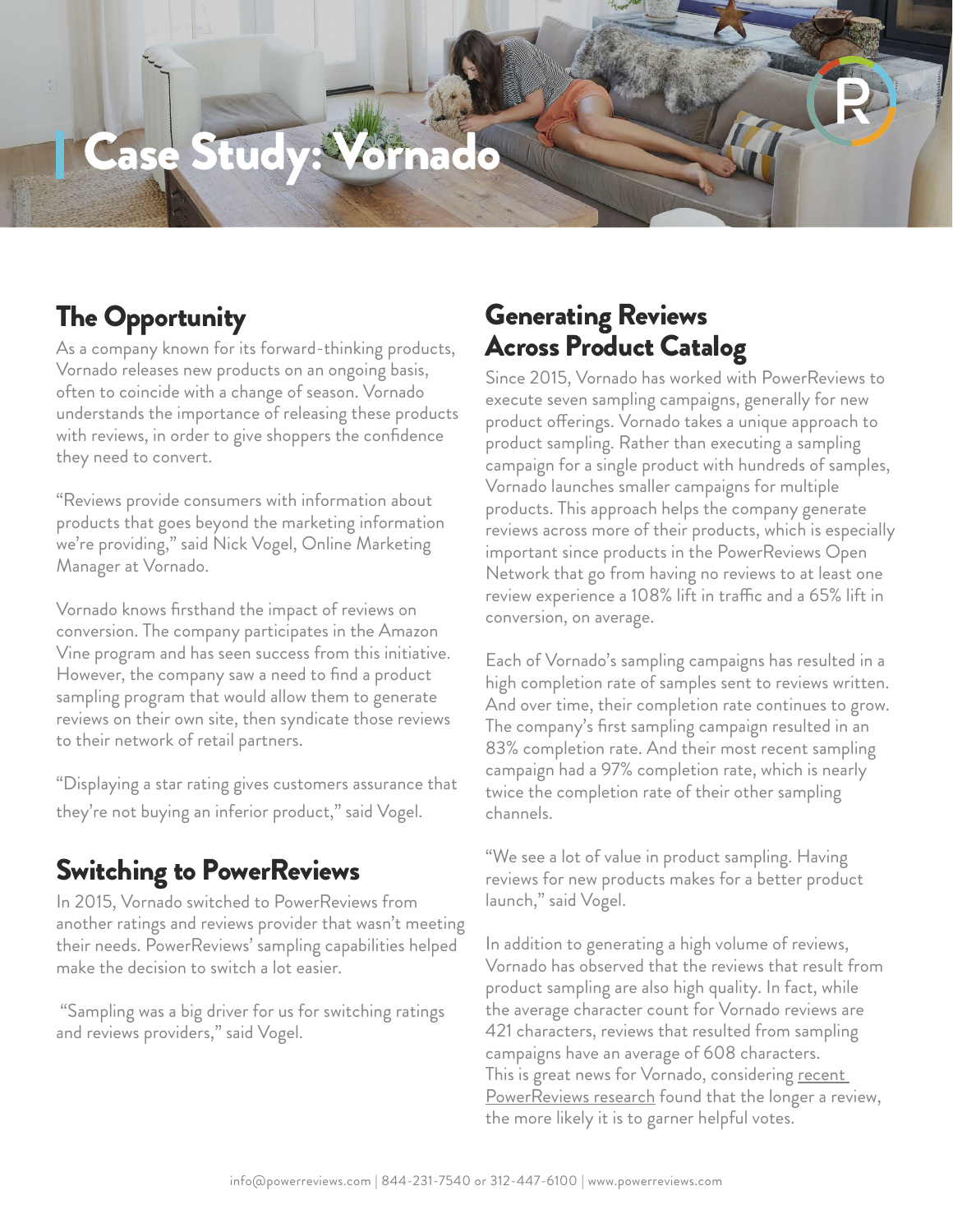# Case Study: Vornado

## The Opportunity

As a company known for its forward-thinking products, Vornado releases new products on an ongoing basis, often to coincide with a change of season. Vornado understands the importance of releasing these products with reviews, in order to give shoppers the confidence they need to convert.

"Reviews provide consumers with information about products that goes beyond the marketing information we're providing," said Nick Vogel, Online Marketing Manager at Vornado.

Vornado knows firsthand the impact of reviews on conversion. The company participates in the Amazon Vine program and has seen success from this initiative. However, the company saw a need to find a product sampling program that would allow them to generate reviews on their own site, then syndicate those reviews to their network of retail partners.

"Displaying a star rating gives customers assurance that they're not buying an inferior product," said Vogel.

## Switching to PowerReviews

In 2015, Vornado switched to PowerReviews from another ratings and reviews provider that wasn't meeting their needs. PowerReviews' sampling capabilities helped make the decision to switch a lot easier.

"Sampling was a big driver for us for switching ratings and reviews providers," said Vogel.

## Generating Reviews Across Product Catalog

Since 2015, Vornado has worked with PowerReviews to execute seven sampling campaigns, generally for new product offerings. Vornado takes a unique approach to product sampling. Rather than executing a sampling campaign for a single product with hundreds of samples, Vornado launches smaller campaigns for multiple products. This approach helps the company generate reviews across more of their products, which is especially important since products in the PowerReviews Open Network that go from having no reviews to at least one review experience a 108% lift in traffic and a 65% lift in conversion, on average.

Each of Vornado's sampling campaigns has resulted in a high completion rate of samples sent to reviews written. And over time, their completion rate continues to grow. The company's first sampling campaign resulted in an 83% completion rate. And their most recent sampling campaign had a 97% completion rate, which is nearly twice the completion rate of their other sampling channels.

"We see a lot of value in product sampling. Having reviews for new products makes for a better product launch," said Vogel.

In addition to generating a high volume of reviews, Vornado has observed that the reviews that result from product sampling are also high quality. In fact, while the average character count for Vornado reviews are 421 characters, reviews that resulted from sampling campaigns have an average of 608 characters. This is great news for Vornado, considering recent PowerReviews research found that the longer a review, the more likely it is to garner helpful votes.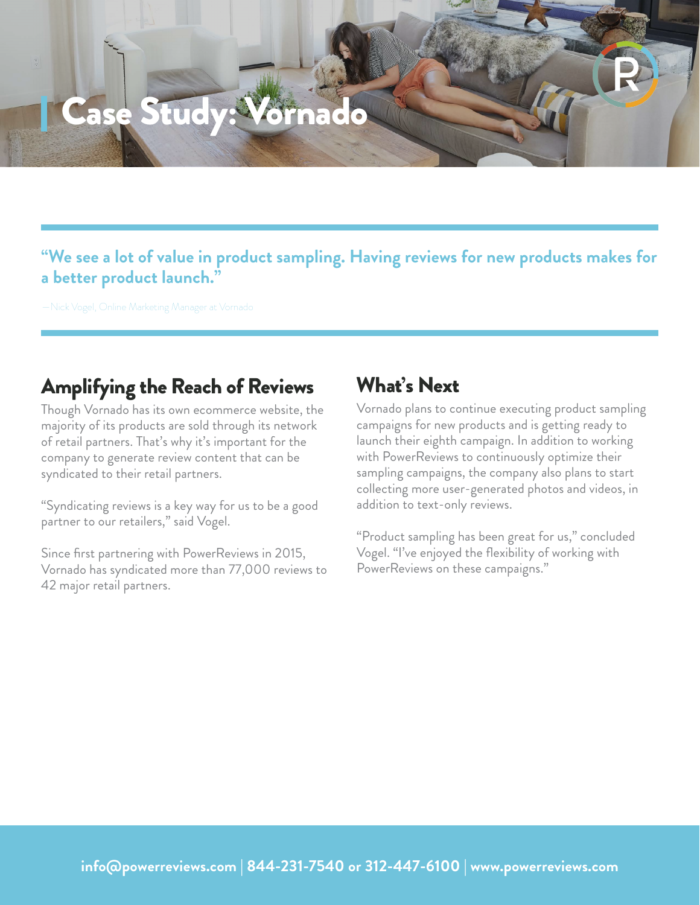# Case Study: Vornado

**"We see a lot of value in product sampling. Having reviews for new products makes for a better product launch."**

—Nick Vogel, Online Marketing Manager at Vornado

## Amplifying the Reach of Reviews

Though Vornado has its own ecommerce website, the majority of its products are sold through its network of retail partners. That's why it's important for the company to generate review content that can be syndicated to their retail partners.

"Syndicating reviews is a key way for us to be a good partner to our retailers," said Vogel.

Since first partnering with PowerReviews in 2015, Vornado has syndicated more than 77,000 reviews to 42 major retail partners.

## What's Next

Vornado plans to continue executing product sampling campaigns for new products and is getting ready to launch their eighth campaign. In addition to working with PowerReviews to continuously optimize their sampling campaigns, the company also plans to start collecting more user-generated photos and videos, in addition to text-only reviews.

"Product sampling has been great for us," concluded Vogel. "I've enjoyed the flexibility of working with PowerReviews on these campaigns."

**info@powerreviews.com | 844-231-7540 or 312-447-6100 | www.powerreviews.com**